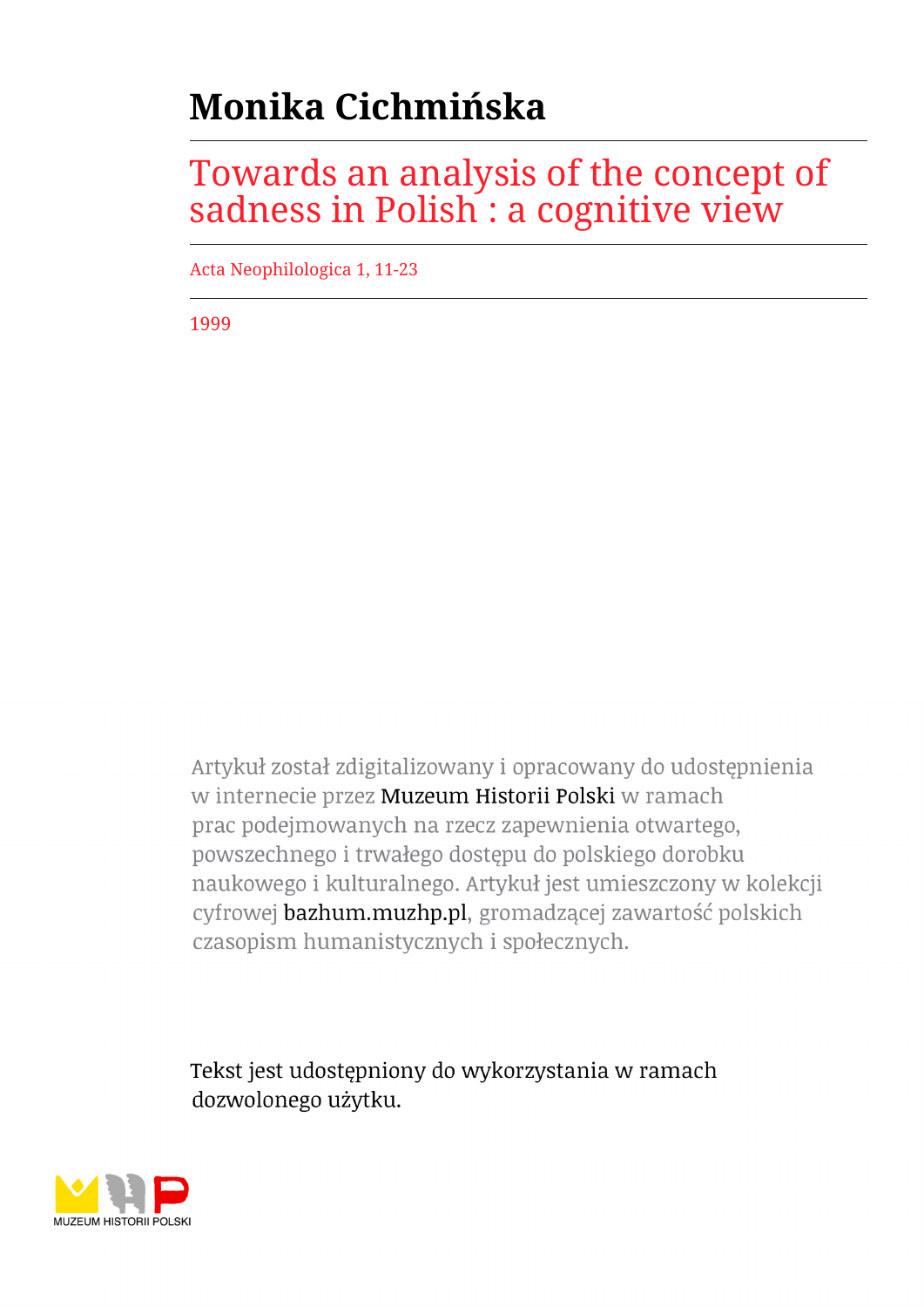# Monika Cichmińska

## Towards an analysis of the concept of sadness in Polish : a cognitive view

Acta Neophilologica 1, 11-23

1999

Artykuł został zdigitalizowany i opracowany do udostępnienia w internecie przez Muzeum Historii Polski w ramach prac podejmowanych na rzecz zapewnienia otwartego, powszechnego i trwałego dostępu do polskiego dorobku naukowego i kulturalnego. Artykuł jest umieszczony w kolekcji cyfrowej bazhum.muzhp.pl, gromadzącej zawartość polskich czasopism humanistycznych i społecznych.

Tekst jest udostępniony do wykorzystania w ramach dozwolonego użytku.

MUZEUM HISTORII POLSKI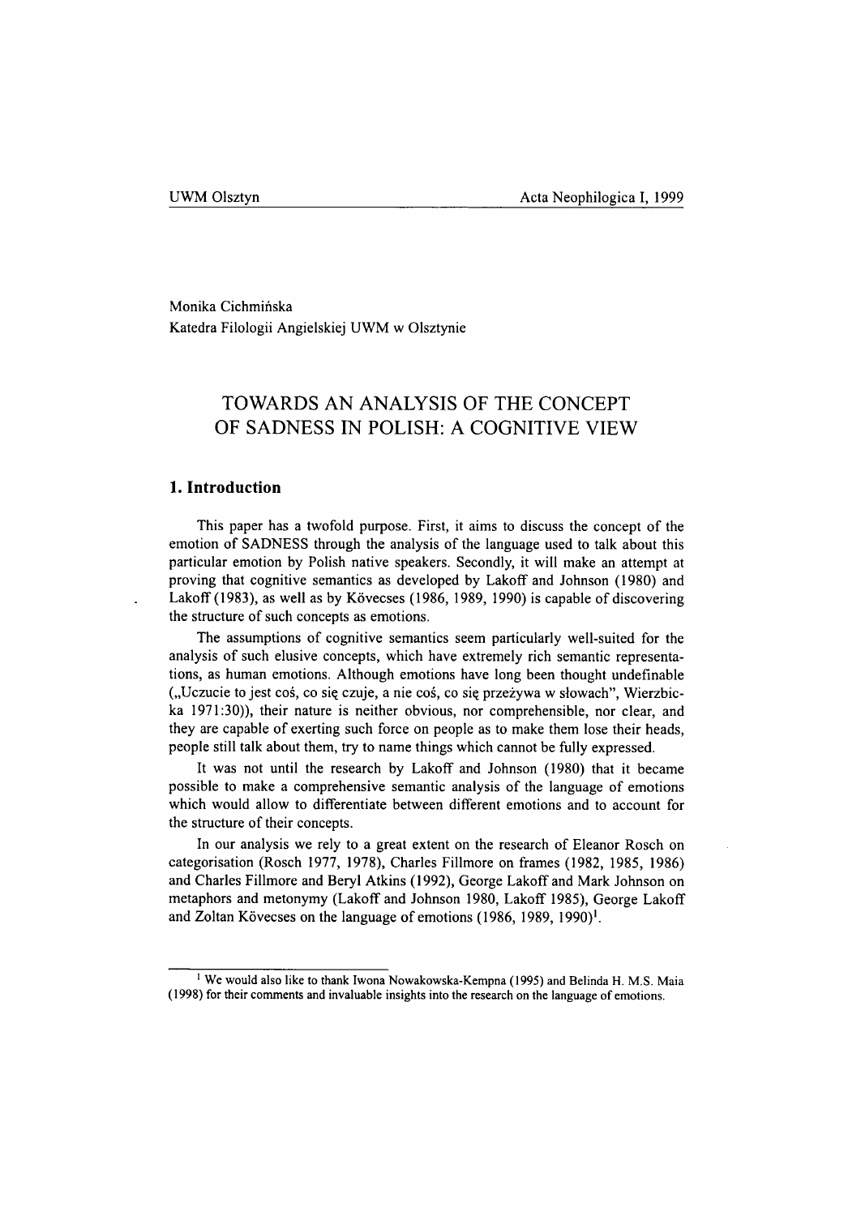Monika Cichmińska
Katedra Filologii Angielskiej UWM w Olsztynie

# TOWARDS AN ANALYSIS OF THE CONCEPT OF SADNESS IN POLISH: A COGNITIVE VIEW

## 1. Introduction

This paper has a twofold purpose. First, it aims to discuss the concept of the emotion of SADNESS through the analysis of the language used to talk about this particular emotion by Polish native speakers. Secondly, it will make an attempt at proving that cognitive semantics as developed by Lakoff and Johnson (1980) and Lakoff (1983), as well as by Kövecses (1986, 1989, 1990) is capable of discovering the structure of such concepts as emotions.

The assumptions of cognitive semantics seem particularly well-suited for the analysis of such elusive concepts, which have extremely rich semantic representations, as human emotions. Although emotions have long been thought undefinable („Uczucie to jest coś, co się czuje, a nie coś, co się przeżywa w słowach", Wierzbicka 1971:30)), their nature is neither obvious, nor comprehensible, nor clear, and they are capable of exerting such force on people as to make them lose their heads, people still talk about them, try to name things which cannot be fully expressed.

It was not until the research by Lakoff and Johnson (1980) that it became possible to make a comprehensive semantic analysis of the language of emotions which would allow to differentiate between different emotions and to account for the structure of their concepts.

In our analysis we rely to a great extent on the research of Eleanor Rosch on categorisation (Rosch 1977, 1978), Charles Fillmore on frames (1982, 1985, 1986) and Charles Fillmore and Beryl Atkins (1992), George Lakoff and Mark Johnson on metaphors and metonymy (Lakoff and Johnson 1980, Lakoff 1985), George Lakoff and Zoltan Kövecses on the language of emotions (1986, 1989, 1990)[1].

[1] We would also like to thank Iwona Nowakowska-Kempna (1995) and Belinda H. M.S. Maia (1998) for their comments and invaluable insights into the research on the language of emotions.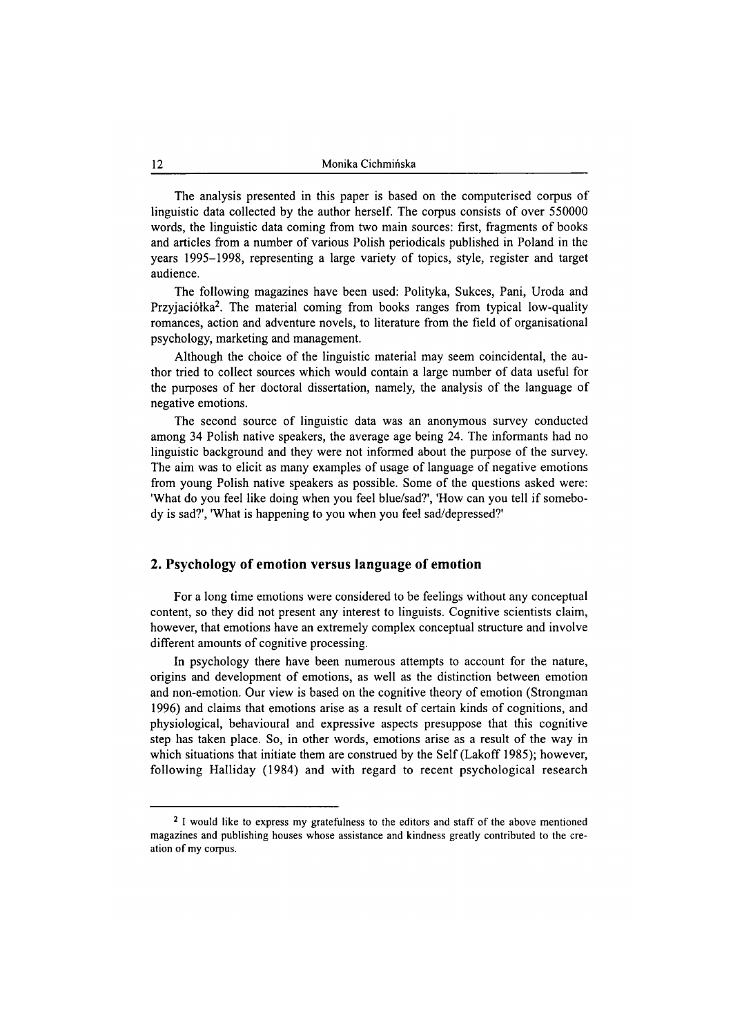The analysis presented in this paper is based on the computerised corpus of linguistic data collected by the author herself. The corpus consists of over 550000 words, the linguistic data coming from two main sources: first, fragments of books and articles from a number of various Polish periodicals published in Poland in the years 1995–1998, representing a large variety of topics, style, register and target audience.

The following magazines have been used: Polityka, Sukces, Pani, Uroda and Przyjaciółka[2]. The material coming from books ranges from typical low-quality romances, action and adventure novels, to literature from the field of organisational psychology, marketing and management.

Although the choice of the linguistic material may seem coincidental, the author tried to collect sources which would contain a large number of data useful for the purposes of her doctoral dissertation, namely, the analysis of the language of negative emotions.

The second source of linguistic data was an anonymous survey conducted among 34 Polish native speakers, the average age being 24. The informants had no linguistic background and they were not informed about the purpose of the survey. The aim was to elicit as many examples of usage of language of negative emotions from young Polish native speakers as possible. Some of the questions asked were: 'What do you feel like doing when you feel blue/sad?', 'How can you tell if somebody is sad?', 'What is happening to you when you feel sad/depressed?'

## 2. Psychology of emotion versus language of emotion

For a long time emotions were considered to be feelings without any conceptual content, so they did not present any interest to linguists. Cognitive scientists claim, however, that emotions have an extremely complex conceptual structure and involve different amounts of cognitive processing.

In psychology there have been numerous attempts to account for the nature, origins and development of emotions, as well as the distinction between emotion and non-emotion. Our view is based on the cognitive theory of emotion (Strongman 1996) and claims that emotions arise as a result of certain kinds of cognitions, and physiological, behavioural and expressive aspects presuppose that this cognitive step has taken place. So, in other words, emotions arise as a result of the way in which situations that initiate them are construed by the Self (Lakoff 1985); however, following Halliday (1984) and with regard to recent psychological research

---

[2] I would like to express my gratefulness to the editors and staff of the above mentioned magazines and publishing houses whose assistance and kindness greatly contributed to the creation of my corpus.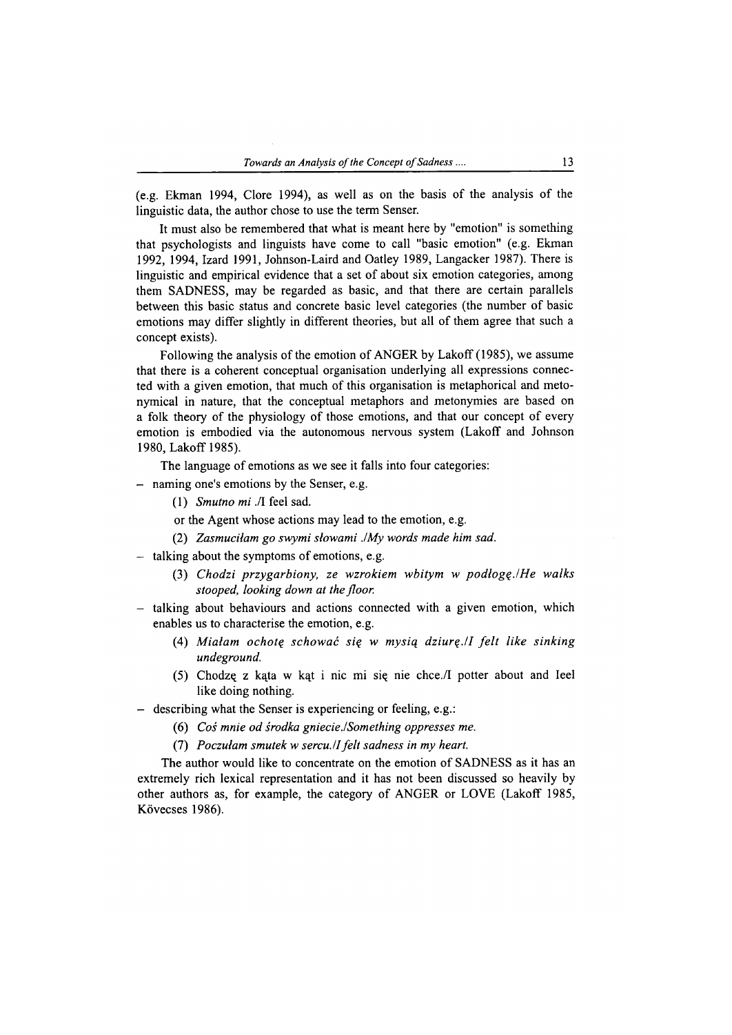(e.g. Ekman 1994, Clore 1994), as well as on the basis of the analysis of the linguistic data, the author chose to use the term Senser.

It must also be remembered that what is meant here by "emotion" is something that psychologists and linguists have come to call "basic emotion" (e.g. Ekman 1992, 1994, Izard 1991, Johnson-Laird and Oatley 1989, Langacker 1987). There is linguistic and empirical evidence that a set of about six emotion categories, among them SADNESS, may be regarded as basic, and that there are certain parallels between this basic status and concrete basic level categories (the number of basic emotions may differ slightly in different theories, but all of them agree that such a concept exists).

Following the analysis of the emotion of ANGER by Lakoff (1985), we assume that there is a coherent conceptual organisation underlying all expressions connected with a given emotion, that much of this organisation is metaphorical and metonymical in nature, that the conceptual metaphors and metonymies are based on a folk theory of the physiology of those emotions, and that our concept of every emotion is embodied via the autonomous nervous system (Lakoff and Johnson 1980, Lakoff 1985).

The language of emotions as we see it falls into four categories:

- naming one's emotions by the Senser, e.g.

  (1) *Smutno mi* ./I feel sad.

  or the Agent whose actions may lead to the emotion, e.g.

  (2) *Zasmuciłam go swymi słowami ./My words made him sad.*

- talking about the symptoms of emotions, e.g.

  (3) *Chodzi przygarbiony, ze wzrokiem wbitym w podłogę./He walks stooped, looking down at the floor.*

- talking about behaviours and actions connected with a given emotion, which enables us to characterise the emotion, e.g.

  (4) *Miałam ochotę schować się w mysią dziurę./I felt like sinking undeground.*

  (5) Chodzę z kąta w kąt i nic mi się nie chce./I potter about and Ieel like doing nothing.

- describing what the Senser is experiencing or feeling, e.g.:

  (6) *Coś mnie od środka gniecie./Something oppresses me.*

  (7) *Poczułam smutek w sercu./I felt sadness in my heart.*

The author would like to concentrate on the emotion of SADNESS as it has an extremely rich lexical representation and it has not been discussed so heavily by other authors as, for example, the category of ANGER or LOVE (Lakoff 1985, Kövecses 1986).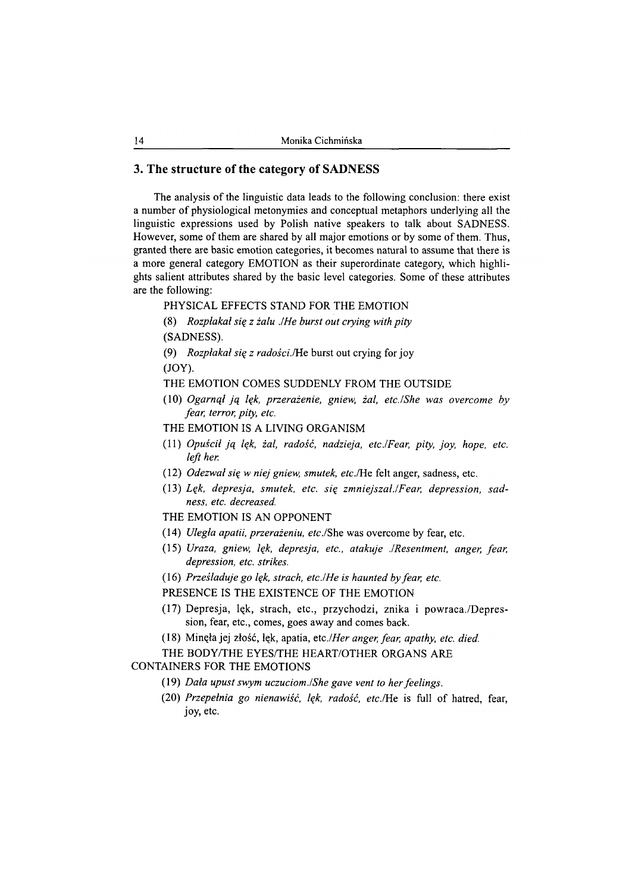## 3. The structure of the category of SADNESS

The analysis of the linguistic data leads to the following conclusion: there exist a number of physiological metonymies and conceptual metaphors underlying all the linguistic expressions used by Polish native speakers to talk about SADNESS. However, some of them are shared by all major emotions or by some of them. Thus, granted there are basic emotion categories, it becomes natural to assume that there is a more general category EMOTION as their superordinate category, which highlights salient attributes shared by the basic level categories. Some of these attributes are the following:

PHYSICAL EFFECTS STAND FOR THE EMOTION

(8) *Rozpłakał się z żalu ./He burst out crying with pity* (SADNESS).

(9) *Rozpłakał się z radości.*/He burst out crying for joy (JOY).

THE EMOTION COMES SUDDENLY FROM THE OUTSIDE

(10) *Ogarnął ją lęk, przerażenie, gniew, żal, etc./She was overcome by fear, terror, pity, etc.*

THE EMOTION IS A LIVING ORGANISM

(11) *Opuścił ją lęk, żal, radość, nadzieja, etc./Fear, pity, joy, hope, etc. left her.*

(12) *Odezwał się w niej gniew, smutek, etc.*/He felt anger, sadness, etc.

(13) *Lęk, depresja, smutek, etc. się zmniejszał./Fear, depression, sadness, etc. decreased.*

THE EMOTION IS AN OPPONENT

(14) *Uległa apatii, przerażeniu, etc.*/She was overcome by fear, etc.

(15) *Uraza, gniew, lęk, depresja, etc., atakuje ./Resentment, anger, fear, depression, etc. strikes.*

(16) *Prześladuje go lęk, strach, etc./He is haunted by fear, etc.*

PRESENCE IS THE EXISTENCE OF THE EMOTION

(17) Depresja, lęk, strach, etc., przychodzi, znika i powraca./Depression, fear, etc., comes, goes away and comes back.

(18) Minęła jej złość, lęk, apatia, etc.*/Her anger, fear, apathy, etc. died.*

THE BODY/THE EYES/THE HEART/OTHER ORGANS ARE CONTAINERS FOR THE EMOTIONS

(19) *Dała upust swym uczuciom./She gave vent to her feelings.*

(20) *Przepełnia go nienawiść, lęk, radość, etc.*/He is full of hatred, fear, joy, etc.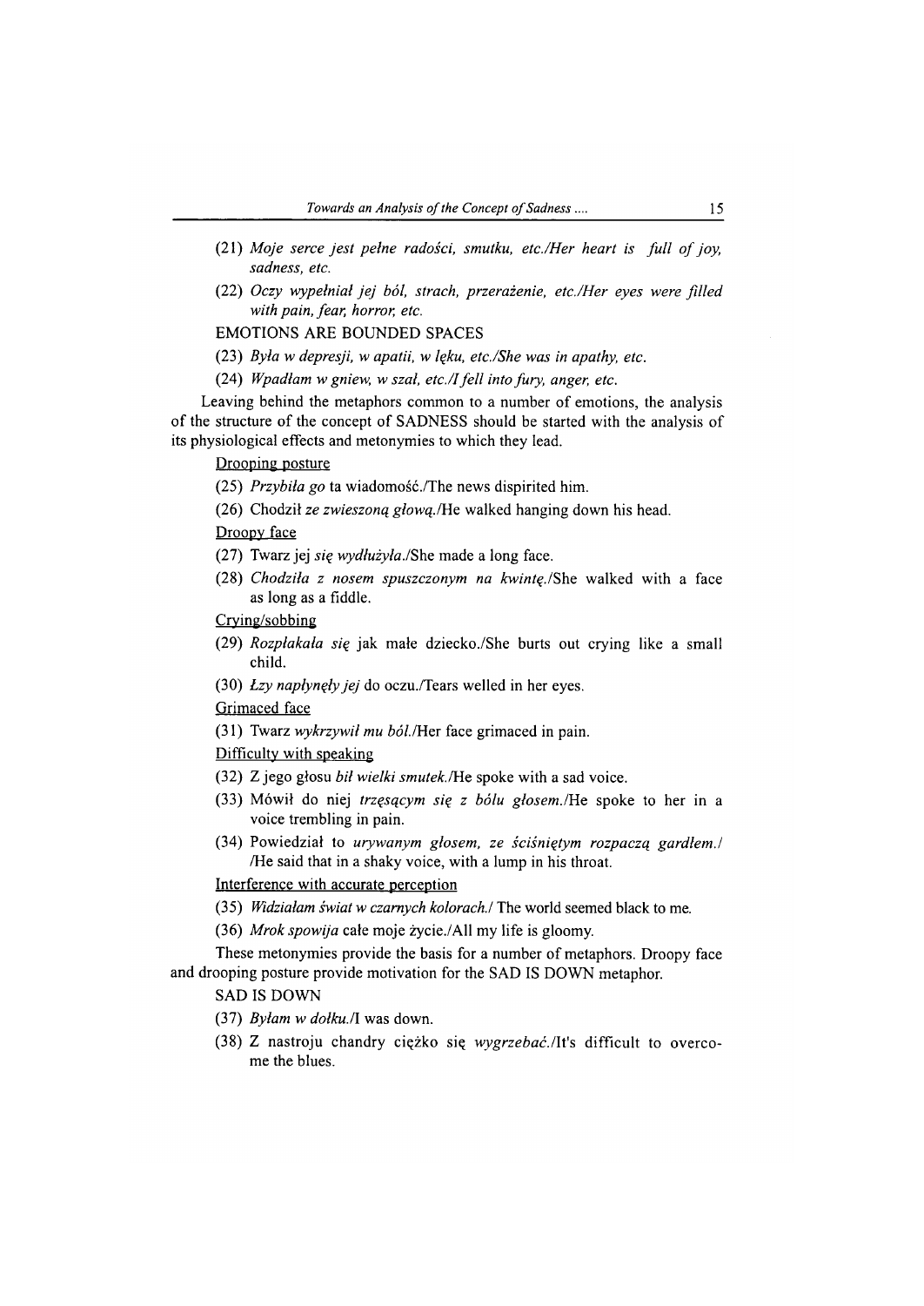(21) *Moje serce jest pełne radości, smutku, etc./Her heart is full of joy, sadness, etc.*

(22) *Oczy wypełniał jej ból, strach, przerażenie, etc./Her eyes were filled with pain, fear, horror, etc.*

EMOTIONS ARE BOUNDED SPACES

(23) *Była w depresji, w apatii, w lęku, etc./She was in apathy, etc.*

(24) *Wpadłam w gniew, w szał, etc./I fell into fury, anger, etc.*

Leaving behind the metaphors common to a number of emotions, the analysis of the structure of the concept of SADNESS should be started with the analysis of its physiological effects and metonymies to which they lead.

Drooping posture

(25) *Przybiła go* ta wiadomość./The news dispirited him.

(26) Chodził *ze zwieszoną głową.*/He walked hanging down his head.

Droopy face

(27) Twarz jej *się wydłużyła.*/She made a long face.

(28) *Chodziła z nosem spuszczonym na kwintę.*/She walked with a face as long as a fiddle.

Crying/sobbing

(29) *Rozpłakała się* jak małe dziecko./She burts out crying like a small child.

(30) *Łzy napłynęły jej* do oczu./Tears welled in her eyes.

Grimaced face

(31) Twarz *wykrzywił mu ból.*/Her face grimaced in pain.

Difficulty with speaking

(32) Z jego głosu *bił wielki smutek.*/He spoke with a sad voice.

(33) Mówił do niej *trzęsącym się z bólu głosem.*/He spoke to her in a voice trembling in pain.

(34) Powiedział to *urywanym głosem, ze ściśniętym rozpaczą gardłem.*/ /He said that in a shaky voice, with a lump in his throat.

Interference with accurate perception

(35) *Widziałam świat w czarnych kolorach.*/ The world seemed black to me.

(36) *Mrok spowija* całe moje życie./All my life is gloomy.

These metonymies provide the basis for a number of metaphors. Droopy face and drooping posture provide motivation for the SAD IS DOWN metaphor.

SAD IS DOWN

(37) *Byłam w dołku.*/I was down.

(38) Z nastroju chandry ciężko się *wygrzebać.*/It's difficult to overcome the blues.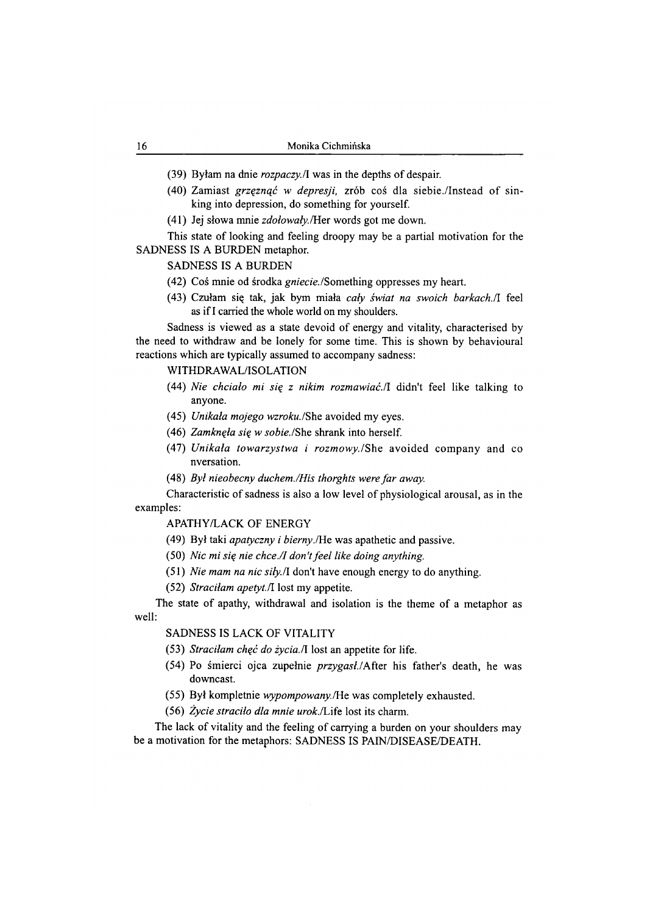(39) Byłam na dnie *rozpaczy.*/I was in the depths of despair.

(40) Zamiast *grzęznąć w depresji,* zrób coś dla siebie./Instead of sinking into depression, do something for yourself.

(41) Jej słowa mnie *zdołowały.*/Her words got me down.

This state of looking and feeling droopy may be a partial motivation for the SADNESS IS A BURDEN metaphor.

SADNESS IS A BURDEN

(42) Coś mnie od środka *gniecie.*/Something oppresses my heart.

(43) Czułam się tak, jak bym miała *cały świat na swoich barkach.*/I feel as if I carried the whole world on my shoulders.

Sadness is viewed as a state devoid of energy and vitality, characterised by the need to withdraw and be lonely for some time. This is shown by behavioural reactions which are typically assumed to accompany sadness:

WITHDRAWAL/ISOLATION

(44) *Nie chciało mi się z nikim rozmawiać.*/I didn't feel like talking to anyone.

(45) *Unikała mojego wzroku.*/She avoided my eyes.

(46) *Zamknęła się w sobie.*/She shrank into herself.

(47) *Unikała towarzystwa i rozmowy.*/She avoided company and co nversation.

(48) *Był nieobecny duchem./His thorghts were far away.*

Characteristic of sadness is also a low level of physiological arousal, as in the examples:

APATHY/LACK OF ENERGY

(49) Był taki *apatyczny i bierny.*/He was apathetic and passive.

(50) *Nic mi się nie chce./I don't feel like doing anything.*

(51) *Nie mam na nic siły.*/I don't have enough energy to do anything.

(52) *Straciłam apetyt.*/I lost my appetite.

The state of apathy, withdrawal and isolation is the theme of a metaphor as well:

SADNESS IS LACK OF VITALITY

(53) *Straciłam chęć do życia.*/I lost an appetite for life.

(54) Po śmierci ojca zupełnie *przygasł.*/After his father's death, he was downcast.

(55) Był kompletnie *wypompowany.*/He was completely exhausted.

(56) *Życie straciło dla mnie urok.*/Life lost its charm.

The lack of vitality and the feeling of carrying a burden on your shoulders may be a motivation for the metaphors: SADNESS IS PAIN/DISEASE/DEATH.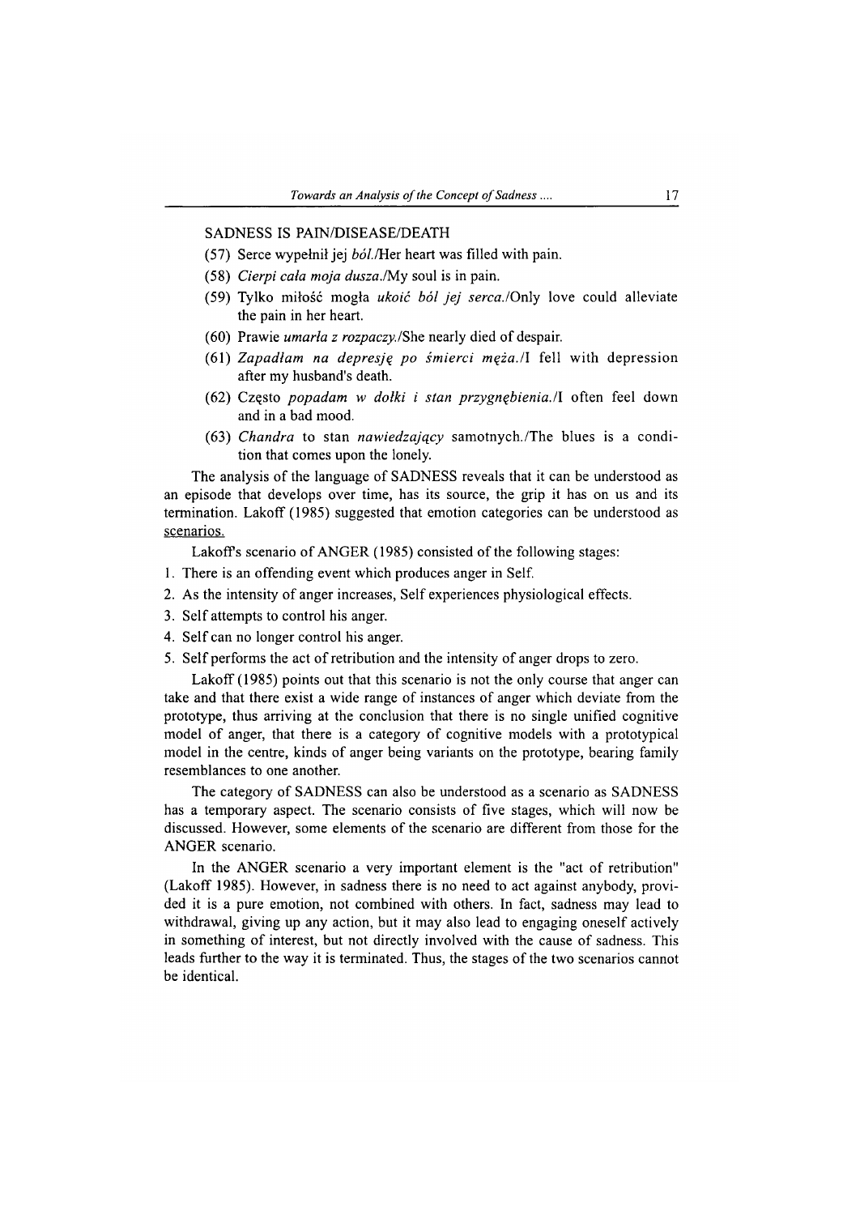SADNESS IS PAIN/DISEASE/DEATH

(57) Serce wypełnił jej *ból.*/Her heart was filled with pain.

(58) *Cierpi cała moja dusza.*/My soul is in pain.

(59) Tylko miłość mogła *ukoić ból jej serca.*/Only love could alleviate the pain in her heart.

(60) Prawie *umarła z rozpaczy.*/She nearly died of despair.

(61) *Zapadłam na depresję po śmierci męża.*/I fell with depression after my husband's death.

(62) Często *popadam w dołki i stan przygnębienia.*/I often feel down and in a bad mood.

(63) *Chandra* to stan *nawiedzający* samotnych./The blues is a condition that comes upon the lonely.

The analysis of the language of SADNESS reveals that it can be understood as an episode that develops over time, has its source, the grip it has on us and its termination. Lakoff (1985) suggested that emotion categories can be understood as scenarios.

Lakoff's scenario of ANGER (1985) consisted of the following stages:

1. There is an offending event which produces anger in Self.
2. As the intensity of anger increases, Self experiences physiological effects.
3. Self attempts to control his anger.
4. Self can no longer control his anger.
5. Self performs the act of retribution and the intensity of anger drops to zero.

Lakoff (1985) points out that this scenario is not the only course that anger can take and that there exist a wide range of instances of anger which deviate from the prototype, thus arriving at the conclusion that there is no single unified cognitive model of anger, that there is a category of cognitive models with a prototypical model in the centre, kinds of anger being variants on the prototype, bearing family resemblances to one another.

The category of SADNESS can also be understood as a scenario as SADNESS has a temporary aspect. The scenario consists of five stages, which will now be discussed. However, some elements of the scenario are different from those for the ANGER scenario.

In the ANGER scenario a very important element is the "act of retribution" (Lakoff 1985). However, in sadness there is no need to act against anybody, provided it is a pure emotion, not combined with others. In fact, sadness may lead to withdrawal, giving up any action, but it may also lead to engaging oneself actively in something of interest, but not directly involved with the cause of sadness. This leads further to the way it is terminated. Thus, the stages of the two scenarios cannot be identical.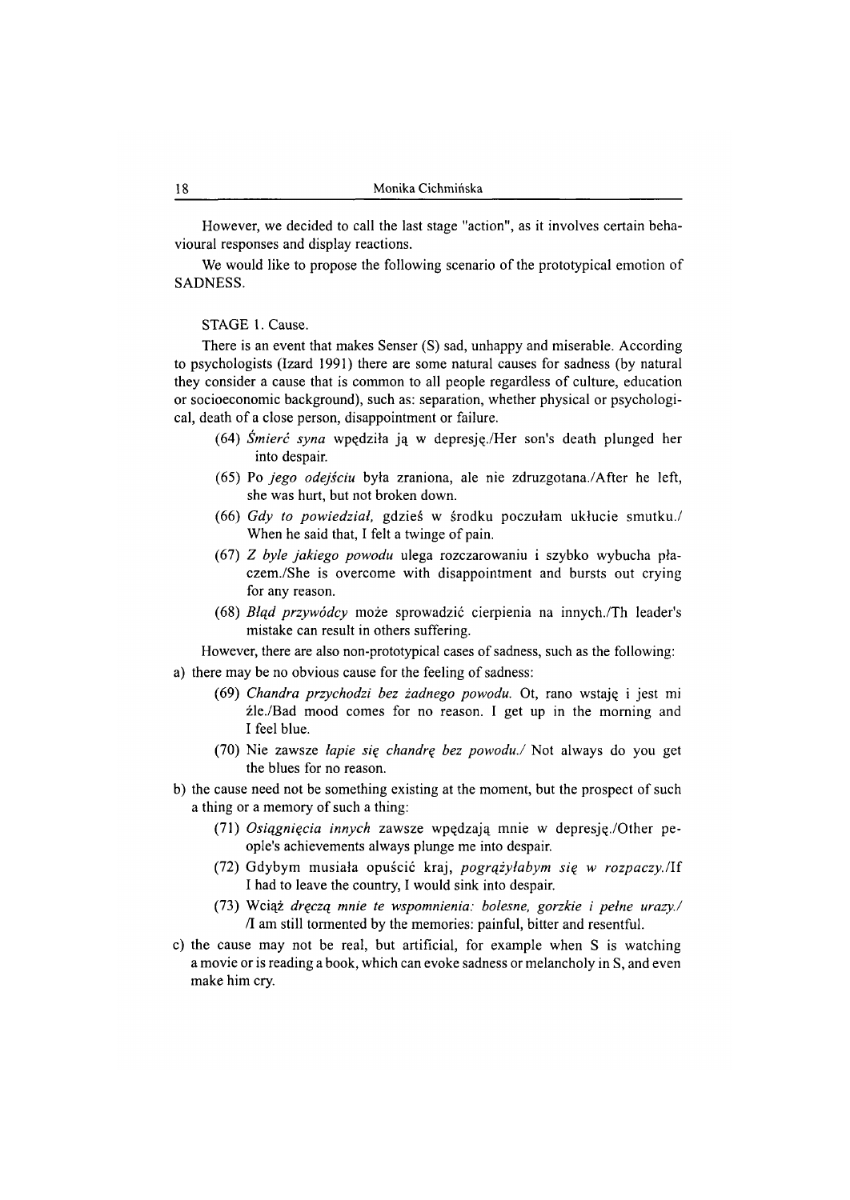However, we decided to call the last stage "action", as it involves certain behavioural responses and display reactions.

We would like to propose the following scenario of the prototypical emotion of SADNESS.

STAGE 1. Cause.

There is an event that makes Senser (S) sad, unhappy and miserable. According to psychologists (Izard 1991) there are some natural causes for sadness (by natural they consider a cause that is common to all people regardless of culture, education or socioeconomic background), such as: separation, whether physical or psychological, death of a close person, disappointment or failure.

(64) *Śmierć syna* wpędziła ją w depresję./Her son's death plunged her into despair.

(65) Po *jego odejściu* była zraniona, ale nie zdruzgotana./After he left, she was hurt, but not broken down.

(66) *Gdy to powiedział,* gdzieś w środku poczułam ukłucie smutku./ When he said that, I felt a twinge of pain.

(67) *Z byle jakiego powodu* ulega rozczarowaniu i szybko wybucha płaczem./She is overcome with disappointment and bursts out crying for any reason.

(68) *Błąd przywódcy* może sprowadzić cierpienia na innych./Th leader's mistake can result in others suffering.

However, there are also non-prototypical cases of sadness, such as the following:

a) there may be no obvious cause for the feeling of sadness:

(69) *Chandra przychodzi bez żadnego powodu.* Ot, rano wstaję i jest mi źle./Bad mood comes for no reason. I get up in the morning and I feel blue.

(70) Nie zawsze *łapie się chandrę bez powodu./* Not always do you get the blues for no reason.

b) the cause need not be something existing at the moment, but the prospect of such a thing or a memory of such a thing:

(71) *Osiągnięcia innych* zawsze wpędzają mnie w depresję./Other people's achievements always plunge me into despair.

(72) Gdybym musiała opuścić kraj, *pogrążyłabym się w rozpaczy.*/If I had to leave the country, I would sink into despair.

(73) Wciąż *dręczą mnie te wspomnienia: bolesne, gorzkie i pełne urazy./* /I am still tormented by the memories: painful, bitter and resentful.

c) the cause may not be real, but artificial, for example when S is watching a movie or is reading a book, which can evoke sadness or melancholy in S, and even make him cry.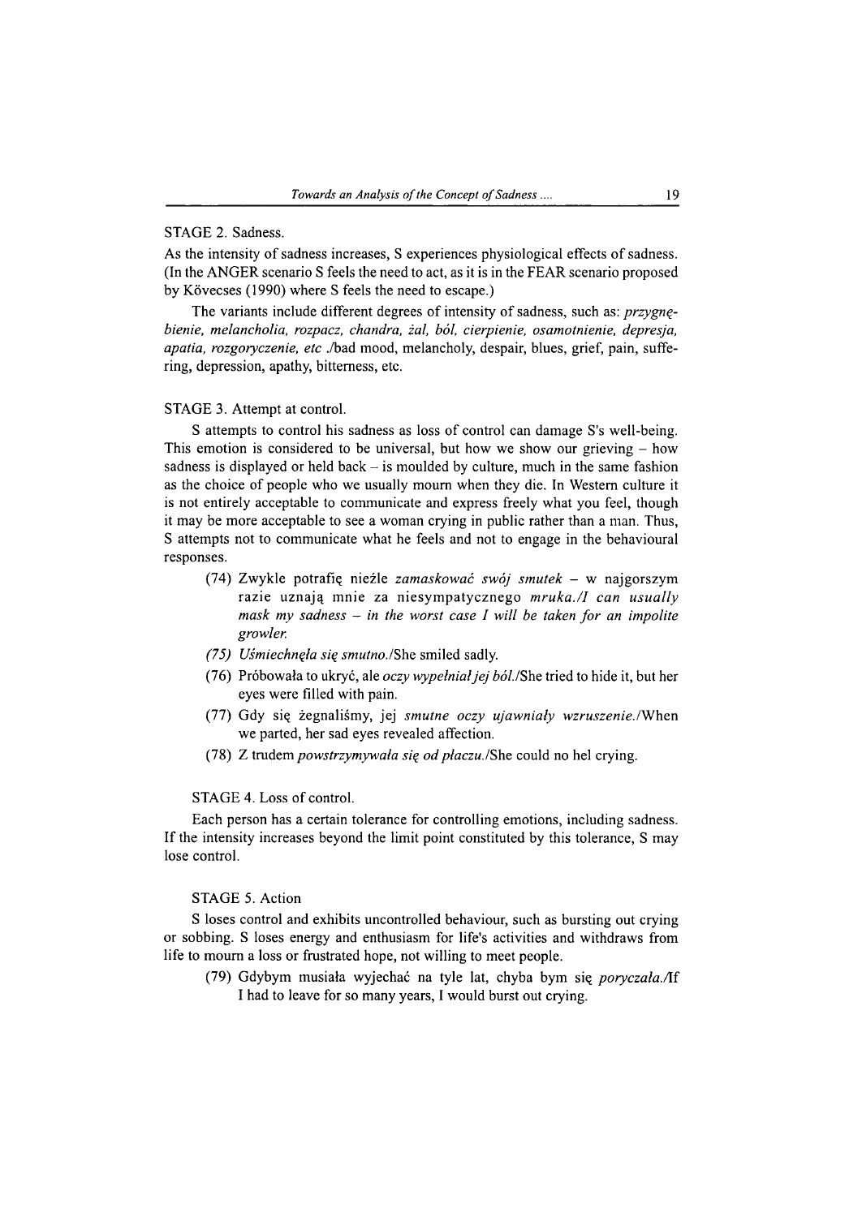STAGE 2. Sadness.

As the intensity of sadness increases, S experiences physiological effects of sadness. (In the ANGER scenario S feels the need to act, as it is in the FEAR scenario proposed by Kövecses (1990) where S feels the need to escape.)

The variants include different degrees of intensity of sadness, such as: *przygnębienie, melancholia, rozpacz, chandra, żal, ból, cierpienie, osamotnienie, depresja, apatia, rozgoryczenie, etc* ./bad mood, melancholy, despair, blues, grief, pain, suffering, depression, apathy, bitterness, etc.

STAGE 3. Attempt at control.

S attempts to control his sadness as loss of control can damage S's well-being. This emotion is considered to be universal, but how we show our grieving – how sadness is displayed or held back – is moulded by culture, much in the same fashion as the choice of people who we usually mourn when they die. In Western culture it is not entirely acceptable to communicate and express freely what you feel, though it may be more acceptable to see a woman crying in public rather than a man. Thus, S attempts not to communicate what he feels and not to engage in the behavioural responses.

(74) Zwykle potrafię nieźle *zamaskować swój smutek* – w najgorszym razie uznają mnie za niesympatycznego *mruka./I can usually mask my sadness – in the worst case I will be taken for an impolite growler.*

*(75) Uśmiechnęła się smutno.*/She smiled sadly.

(76) Próbowała to ukryć, ale *oczy wypełniał jej ból.*/She tried to hide it, but her eyes were filled with pain.

(77) Gdy się żegnaliśmy, jej *smutne oczy ujawniały wzruszenie.*/When we parted, her sad eyes revealed affection.

(78) Z trudem *powstrzymywała się od płaczu.*/She could no hel crying.

STAGE 4. Loss of control.

Each person has a certain tolerance for controlling emotions, including sadness. If the intensity increases beyond the limit point constituted by this tolerance, S may lose control.

STAGE 5. Action

S loses control and exhibits uncontrolled behaviour, such as bursting out crying or sobbing. S loses energy and enthusiasm for life's activities and withdraws from life to mourn a loss or frustrated hope, not willing to meet people.

(79) Gdybym musiała wyjechać na tyle lat, chyba bym się *poryczała.*/If I had to leave for so many years, I would burst out crying.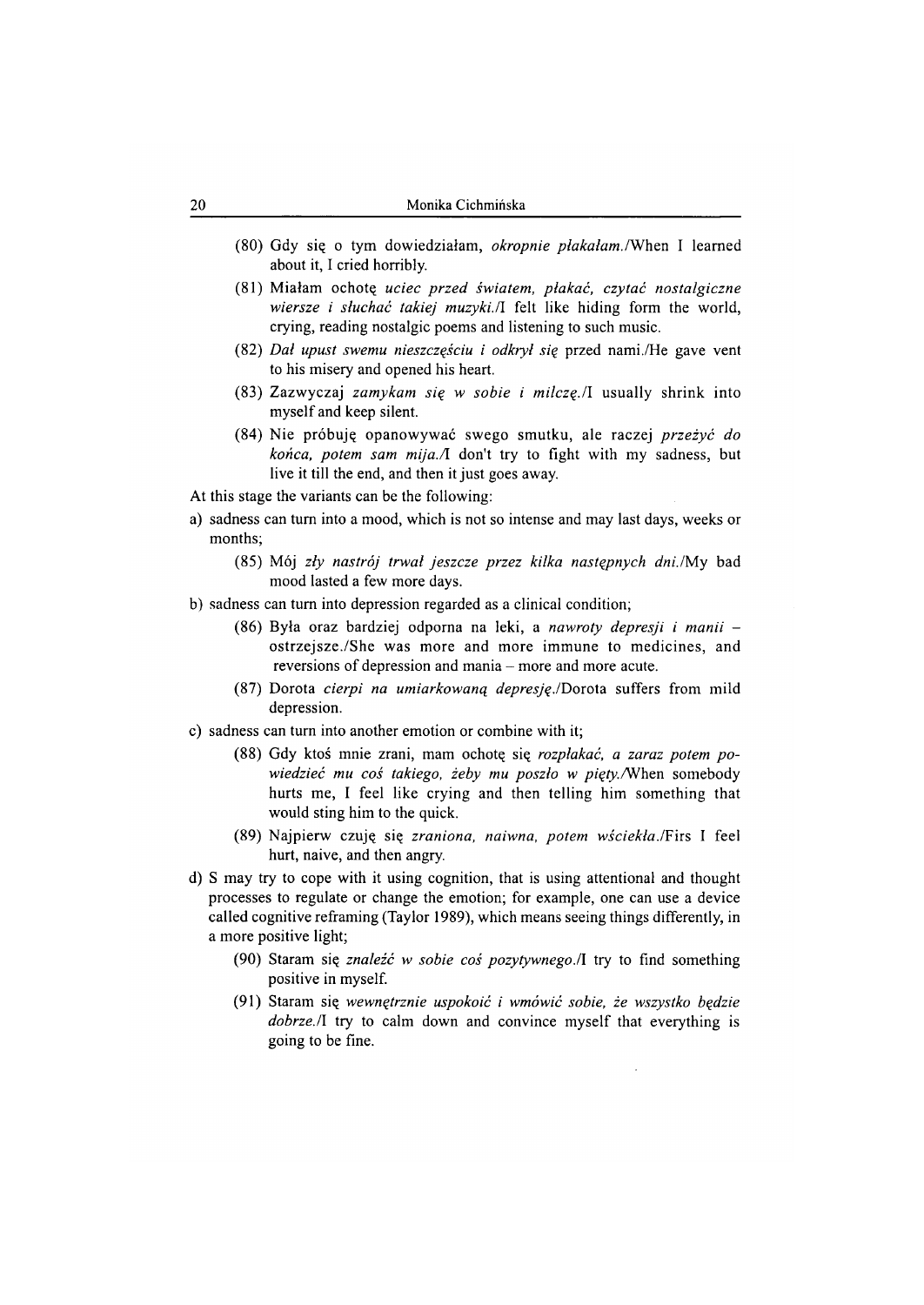(80) Gdy się o tym dowiedziałam, *okropnie płakałam.*/When I learned about it, I cried horribly.

(81) Miałam ochotę *uciec przed światem, płakać, czytać nostalgiczne wiersze i słuchać takiej muzyki.*/I felt like hiding form the world, crying, reading nostalgic poems and listening to such music.

(82) *Dał upust swemu nieszczęściu i odkrył się* przed nami./He gave vent to his misery and opened his heart.

(83) Zazwyczaj *zamykam się w sobie i milczę.*/I usually shrink into myself and keep silent.

(84) Nie próbuję opanowywać swego smutku, ale raczej *przeżyć do końca, potem sam mija.*/I don't try to fight with my sadness, but live it till the end, and then it just goes away.

At this stage the variants can be the following:

a) sadness can turn into a mood, which is not so intense and may last days, weeks or months;

(85) Mój *zły nastrój trwał jeszcze przez kilka następnych dni.*/My bad mood lasted a few more days.

b) sadness can turn into depression regarded as a clinical condition;

(86) Była oraz bardziej odporna na leki, a *nawroty depresji i manii* – ostrzejsze./She was more and more immune to medicines, and reversions of depression and mania – more and more acute.

(87) Dorota *cierpi na umiarkowaną depresję.*/Dorota suffers from mild depression.

c) sadness can turn into another emotion or combine with it;

(88) Gdy ktoś mnie zrani, mam ochotę się *rozpłakać, a zaraz potem powiedzieć mu coś takiego, żeby mu poszło w pięty.*/When somebody hurts me, I feel like crying and then telling him something that would sting him to the quick.

(89) Najpierw czuję się *zraniona, naiwna, potem wściekła.*/Firs I feel hurt, naive, and then angry.

d) S may try to cope with it using cognition, that is using attentional and thought processes to regulate or change the emotion; for example, one can use a device called cognitive reframing (Taylor 1989), which means seeing things differently, in a more positive light;

(90) Staram się *znaleźć w sobie coś pozytywnego.*/I try to find something positive in myself.

(91) Staram się *wewnętrznie uspokoić i wmówić sobie, że wszystko będzie dobrze.*/I try to calm down and convince myself that everything is going to be fine.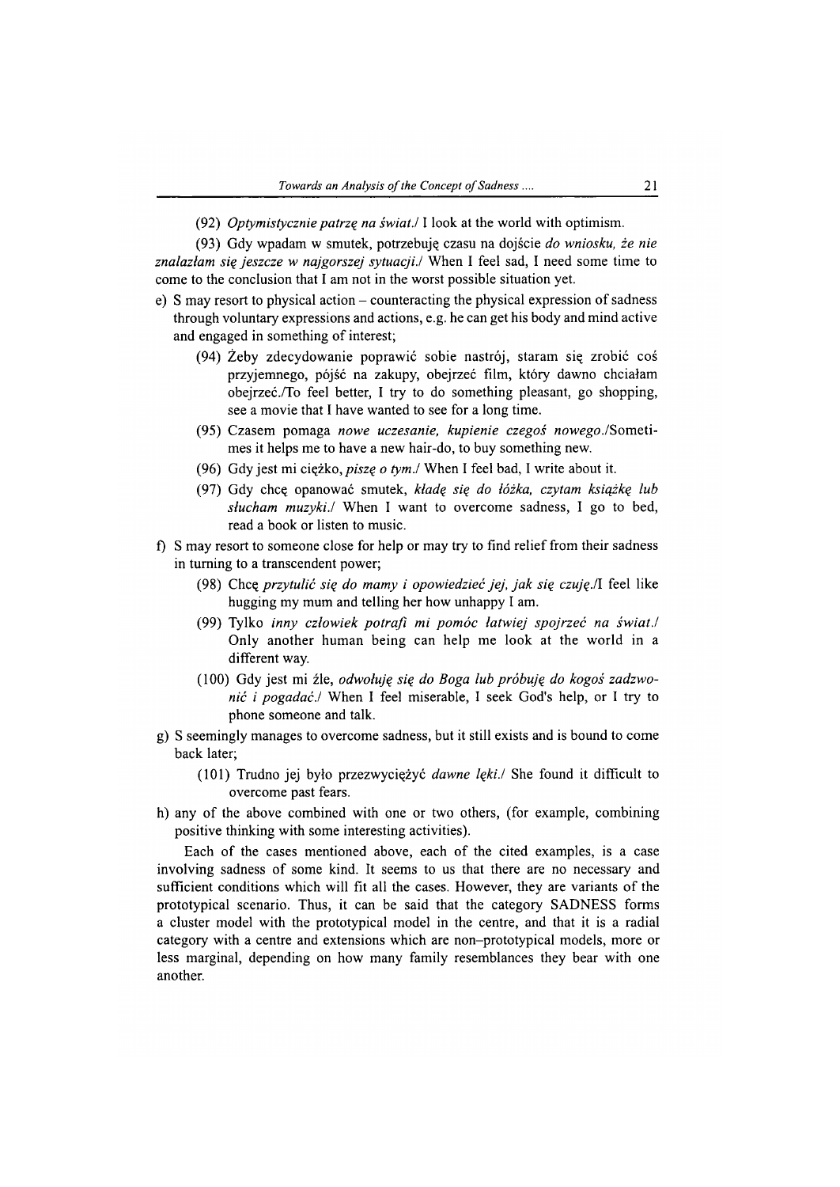(92) *Optymistycznie patrzę na świat.*/ I look at the world with optimism.

(93) Gdy wpadam w smutek, potrzebuję czasu na dojście *do wniosku, że nie znalazłam się jeszcze w najgorszej sytuacji.*/ When I feel sad, I need some time to come to the conclusion that I am not in the worst possible situation yet.

e) S may resort to physical action – counteracting the physical expression of sadness through voluntary expressions and actions, e.g. he can get his body and mind active and engaged in something of interest;

(94) Żeby zdecydowanie poprawić sobie nastrój, staram się zrobić coś przyjemnego, pójść na zakupy, obejrzeć film, który dawno chciałam obejrzeć./To feel better, I try to do something pleasant, go shopping, see a movie that I have wanted to see for a long time.

(95) Czasem pomaga *nowe uczesanie, kupienie czegoś nowego.*/Sometimes it helps me to have a new hair-do, to buy something new.

(96) Gdy jest mi ciężko, *piszę o tym.*/ When I feel bad, I write about it.

(97) Gdy chcę opanować smutek, *kładę się do łóżka, czytam książkę lub słucham muzyki.*/ When I want to overcome sadness, I go to bed, read a book or listen to music.

f) S may resort to someone close for help or may try to find relief from their sadness in turning to a transcendent power;

(98) Chcę *przytulić się do mamy i opowiedzieć jej, jak się czuję.*/I feel like hugging my mum and telling her how unhappy I am.

(99) Tylko *inny człowiek potrafi mi pomóc łatwiej spojrzeć na świat.*/ Only another human being can help me look at the world in a different way.

(100) Gdy jest mi źle, *odwołuję się do Boga lub próbuję do kogoś zadzwonić i pogadać.*/ When I feel miserable, I seek God's help, or I try to phone someone and talk.

g) S seemingly manages to overcome sadness, but it still exists and is bound to come back later;

(101) Trudno jej było przezwyciężyć *dawne lęki.*/ She found it difficult to overcome past fears.

h) any of the above combined with one or two others, (for example, combining positive thinking with some interesting activities).

Each of the cases mentioned above, each of the cited examples, is a case involving sadness of some kind. It seems to us that there are no necessary and sufficient conditions which will fit all the cases. However, they are variants of the prototypical scenario. Thus, it can be said that the category SADNESS forms a cluster model with the prototypical model in the centre, and that it is a radial category with a centre and extensions which are non–prototypical models, more or less marginal, depending on how many family resemblances they bear with one another.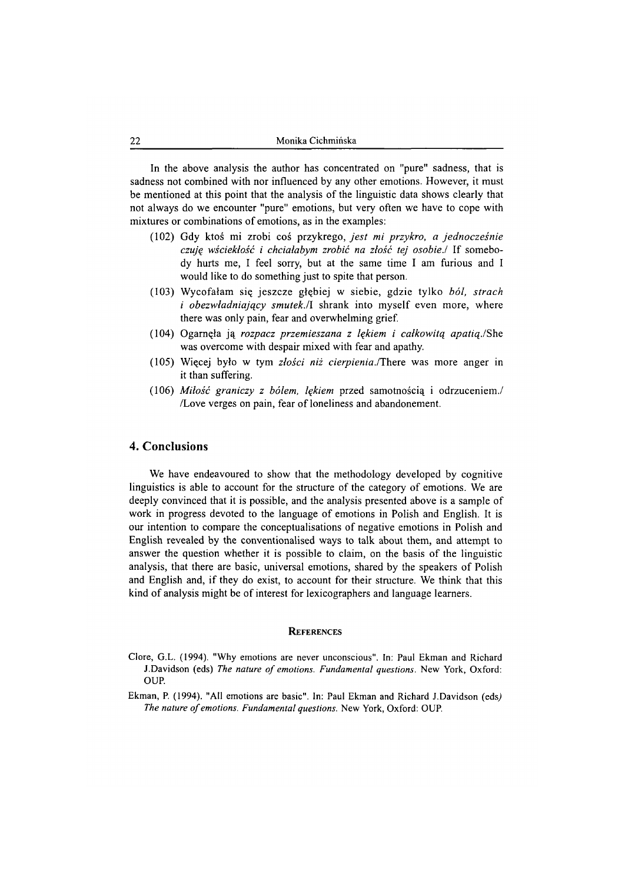In the above analysis the author has concentrated on "pure" sadness, that is sadness not combined with nor influenced by any other emotions. However, it must be mentioned at this point that the analysis of the linguistic data shows clearly that not always do we encounter "pure" emotions, but very often we have to cope with mixtures or combinations of emotions, as in the examples:

(102) Gdy ktoś mi zrobi coś przykrego, *jest mi przykro, a jednocześnie czuję wściekłość i chciałabym zrobić na złość tej osobie.*/ If somebody hurts me, I feel sorry, but at the same time I am furious and I would like to do something just to spite that person.

(103) Wycofałam się jeszcze głębiej w siebie, gdzie tylko *ból, strach i obezwładniający smutek.*/I shrank into myself even more, where there was only pain, fear and overwhelming grief.

(104) Ogarnęła ją *rozpacz przemieszana z lękiem i całkowitą apatią.*/She was overcome with despair mixed with fear and apathy.

(105) Więcej było w tym *złości niż cierpienia.*/There was more anger in it than suffering.

(106) *Miłość graniczy z bólem, lękiem* przed samotnością i odrzuceniem./ /Love verges on pain, fear of loneliness and abandonement.

## 4. Conclusions

We have endeavoured to show that the methodology developed by cognitive linguistics is able to account for the structure of the category of emotions. We are deeply convinced that it is possible, and the analysis presented above is a sample of work in progress devoted to the language of emotions in Polish and English. It is our intention to compare the conceptualisations of negative emotions in Polish and English revealed by the conventionalised ways to talk about them, and attempt to answer the question whether it is possible to claim, on the basis of the linguistic analysis, that there are basic, universal emotions, shared by the speakers of Polish and English and, if they do exist, to account for their structure. We think that this kind of analysis might be of interest for lexicographers and language learners.

### References

Clore, G.L. (1994). "Why emotions are never unconscious". In: Paul Ekman and Richard J.Davidson (eds) *The nature of emotions. Fundamental questions.* New York, Oxford: OUP.

Ekman, P. (1994). "All emotions are basic". In: Paul Ekman and Richard J.Davidson (eds) *The nature of emotions. Fundamental questions.* New York, Oxford: OUP.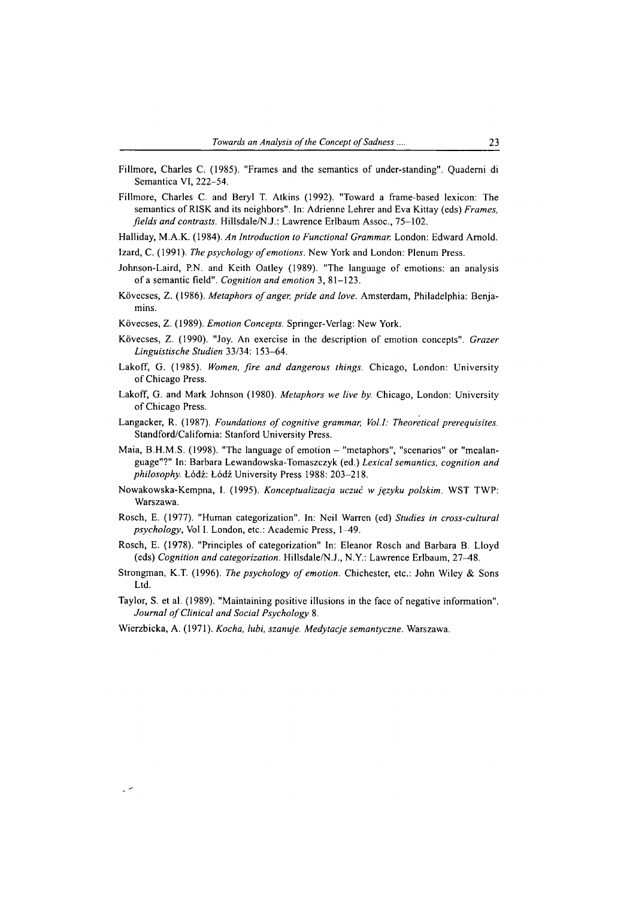Fillmore, Charles C. (1985). "Frames and the semantics of under-standing". Quaderni di Semantica VI, 222–54.

Fillmore, Charles C. and Beryl T. Atkins (1992). "Toward a frame-based lexicon: The semantics of RISK and its neighbors". In: Adrienne Lehrer and Eva Kittay (eds) *Frames, fields and contrasts*. Hillsdale/N.J.: Lawrence Erlbaum Assoc., 75–102.

Halliday, M.A.K. (1984). *An Introduction to Functional Grammar.* London: Edward Arnold.

Izard, C. (1991). *The psychology of emotions*. New York and London: Plenum Press.

Johnson-Laird, P.N. and Keith Oatley (1989). "The language of emotions: an analysis of a semantic field". *Cognition and emotion* 3, 81–123.

Kövecses, Z. (1986). *Metaphors of anger, pride and love*. Amsterdam, Philadelphia: Benjamins.

Kövecses, Z. (1989). *Emotion Concepts*. Springer-Verlag: New York.

Kövecses, Z. (1990). "Joy. An exercise in the description of emotion concepts". *Grazer Linguistische Studien* 33/34: 153–64.

Lakoff, G. (1985). *Women, fire and dangerous things*. Chicago, London: University of Chicago Press.

Lakoff, G. and Mark Johnson (1980). *Metaphors we live by*. Chicago, London: University of Chicago Press.

Langacker, R. (1987). *Foundations of cognitive grammar, Vol.I: Theoretical prerequisites*. Standford/California: Stanford University Press.

Maia, B.H.M.S. (1998). "The language of emotion – "metaphors", "scenarios" or "mealanguage"?" In: Barbara Lewandowska-Tomaszczyk (ed.) *Lexical semantics, cognition and philosophy*. Łódź: Łódź University Press 1988: 203–218.

Nowakowska-Kempna, I. (1995). *Konceptualizacja uczuć w języku polskim*. WST TWP: Warszawa.

Rosch, E. (1977). "Human categorization". In: Neil Warren (ed) *Studies in cross-cultural psychology*, Vol I. London, etc.: Academic Press, 1–49.

Rosch, E. (1978). "Principles of categorization" In: Eleanor Rosch and Barbara B. Lloyd (eds) *Cognition and categorization*. Hillsdale/N.J., N.Y.: Lawrence Erlbaum, 27–48.

Strongman, K.T. (1996). *The psychology of emotion*. Chichester, etc.: John Wiley & Sons Ltd.

Taylor, S. et al. (1989). "Maintaining positive illusions in the face of negative information". *Journal of Clinical and Social Psychology* 8.

Wierzbicka, A. (1971). *Kocha, lubi, szanuje. Medytacje semantyczne*. Warszawa.